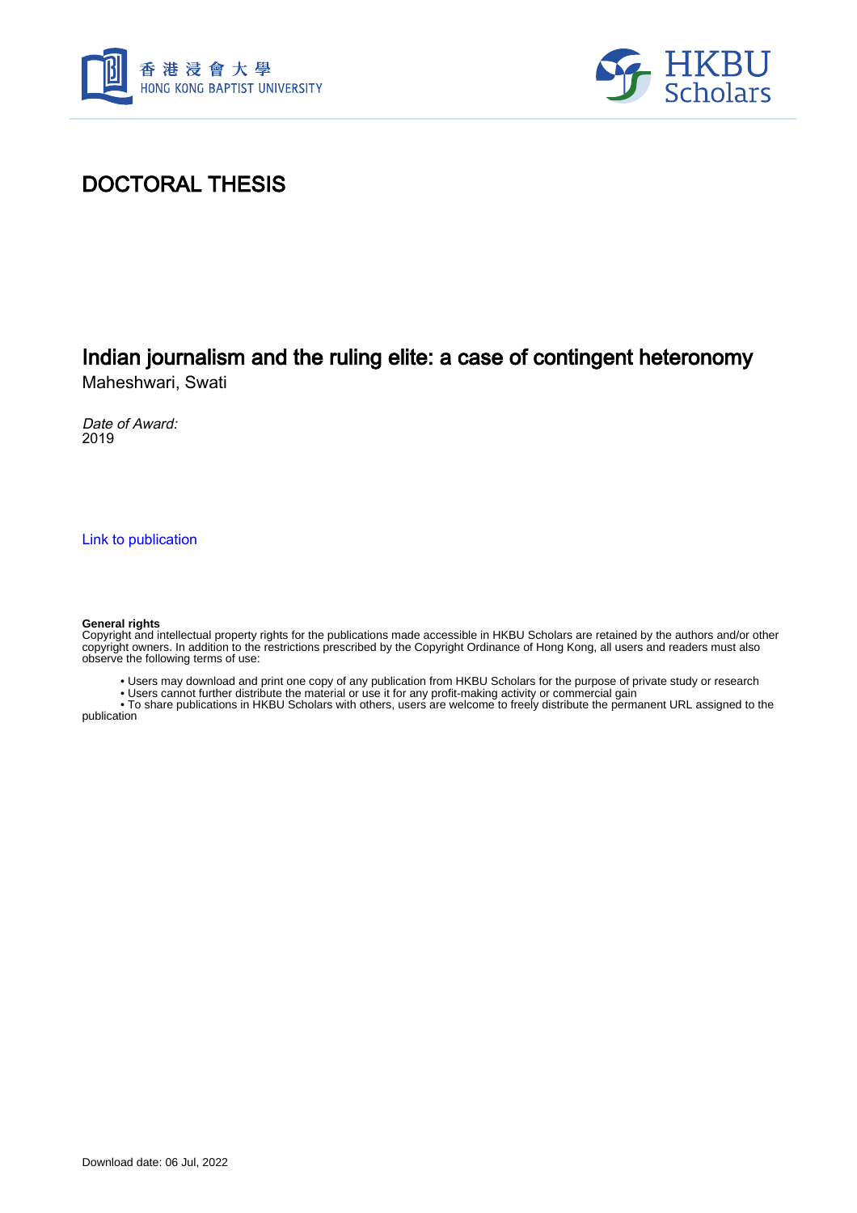# DOCTORAL THESIS

## Indian journalism and the ruling elite: a case of contingent heteronomy

Maheshwari, Swati

*Date of Award:*
2019

Link to publication

**General rights**
Copyright and intellectual property rights for the publications made accessible in HKBU Scholars are retained by the authors and/or other copyright owners. In addition to the restrictions prescribed by the Copyright Ordinance of Hong Kong, all users and readers must also observe the following terms of use:

- Users may download and print one copy of any publication from HKBU Scholars for the purpose of private study or research
- Users cannot further distribute the material or use it for any profit-making activity or commercial gain
- To share publications in HKBU Scholars with others, users are welcome to freely distribute the permanent URL assigned to the publication

Download date: 06 Jul, 2022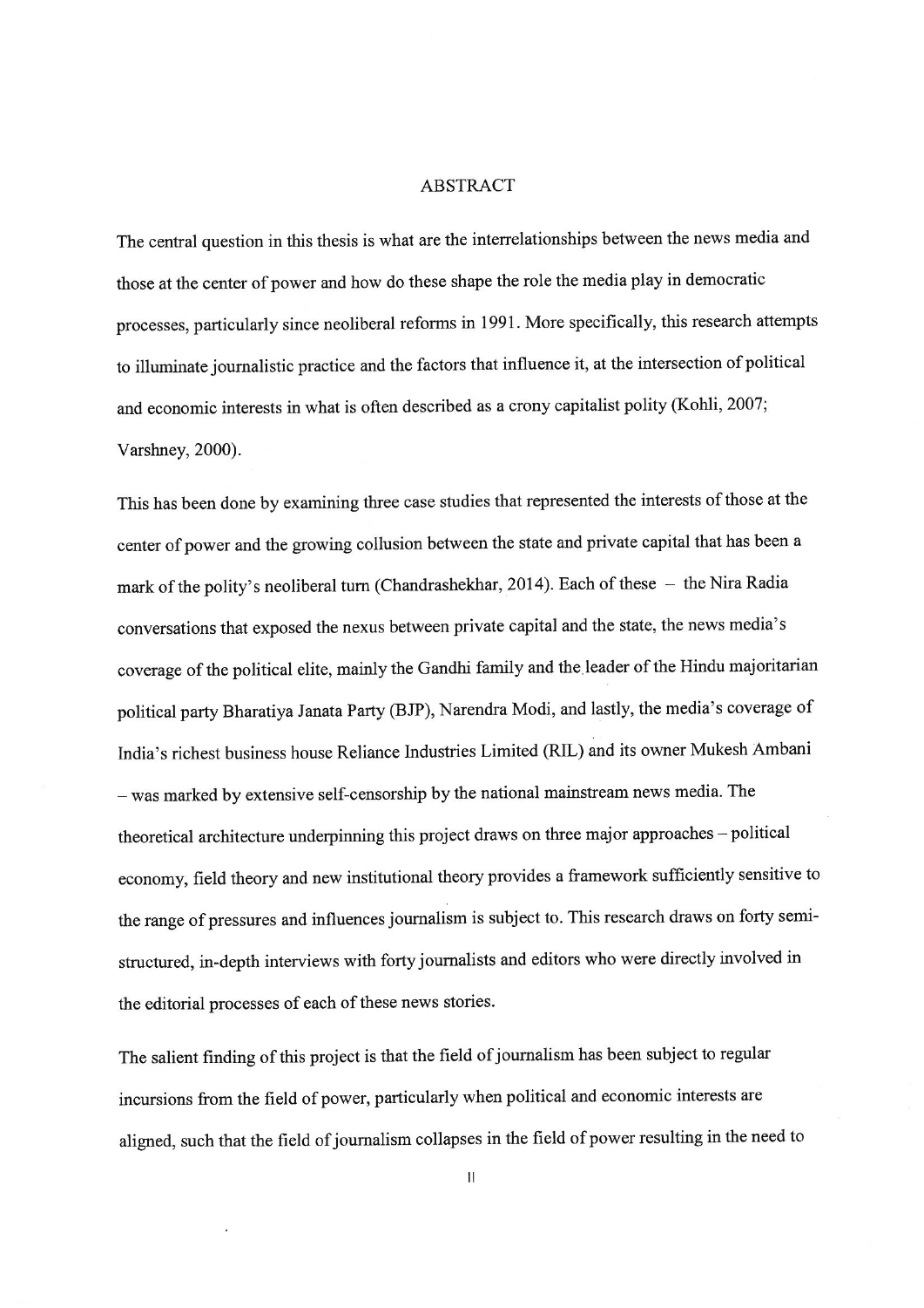# ABSTRACT

The central question in this thesis is what are the interrelationships between the news media and those at the center of power and how do these shape the role the media play in democratic processes, particularly since neoliberal reforms in 1991. More specifically, this research attempts to illuminate journalistic practice and the factors that influence it, at the intersection of political and economic interests in what is often described as a crony capitalist polity (Kohli, 2007; Varshney, 2000).

This has been done by examining three case studies that represented the interests of those at the center of power and the growing collusion between the state and private capital that has been a mark of the polity's neoliberal turn (Chandrashekhar, 2014). Each of these – the Nira Radia conversations that exposed the nexus between private capital and the state, the news media's coverage of the political elite, mainly the Gandhi family and the leader of the Hindu majoritarian political party Bharatiya Janata Party (BJP), Narendra Modi, and lastly, the media's coverage of India's richest business house Reliance Industries Limited (RIL) and its owner Mukesh Ambani – was marked by extensive self-censorship by the national mainstream news media. The theoretical architecture underpinning this project draws on three major approaches – political economy, field theory and new institutional theory provides a framework sufficiently sensitive to the range of pressures and influences journalism is subject to. This research draws on forty semi-structured, in-depth interviews with forty journalists and editors who were directly involved in the editorial processes of each of these news stories.

The salient finding of this project is that the field of journalism has been subject to regular incursions from the field of power, particularly when political and economic interests are aligned, such that the field of journalism collapses in the field of power resulting in the need to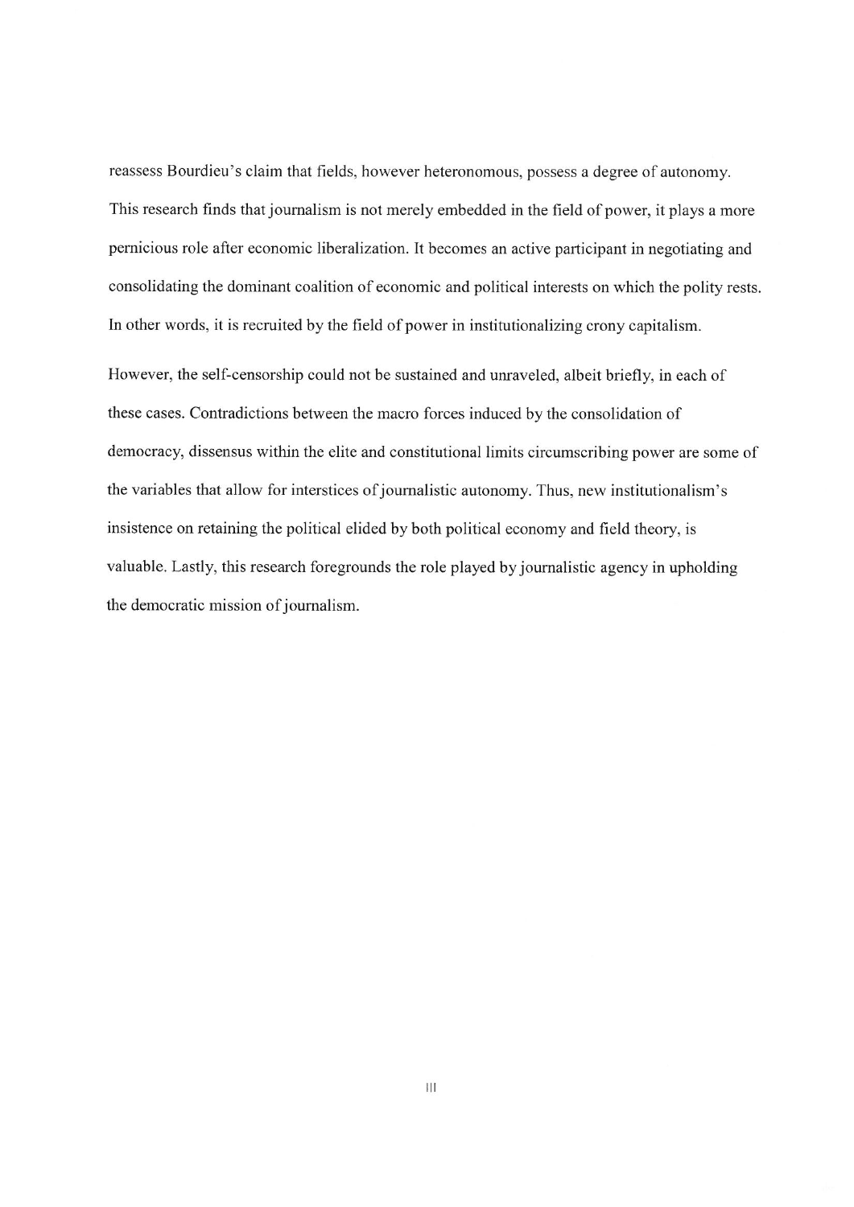reassess Bourdieu's claim that fields, however heteronomous, possess a degree of autonomy. This research finds that journalism is not merely embedded in the field of power, it plays a more pernicious role after economic liberalization. It becomes an active participant in negotiating and consolidating the dominant coalition of economic and political interests on which the polity rests. In other words, it is recruited by the field of power in institutionalizing crony capitalism.

However, the self-censorship could not be sustained and unraveled, albeit briefly, in each of these cases. Contradictions between the macro forces induced by the consolidation of democracy, dissensus within the elite and constitutional limits circumscribing power are some of the variables that allow for interstices of journalistic autonomy. Thus, new institutionalism's insistence on retaining the political elided by both political economy and field theory, is valuable. Lastly, this research foregrounds the role played by journalistic agency in upholding the democratic mission of journalism.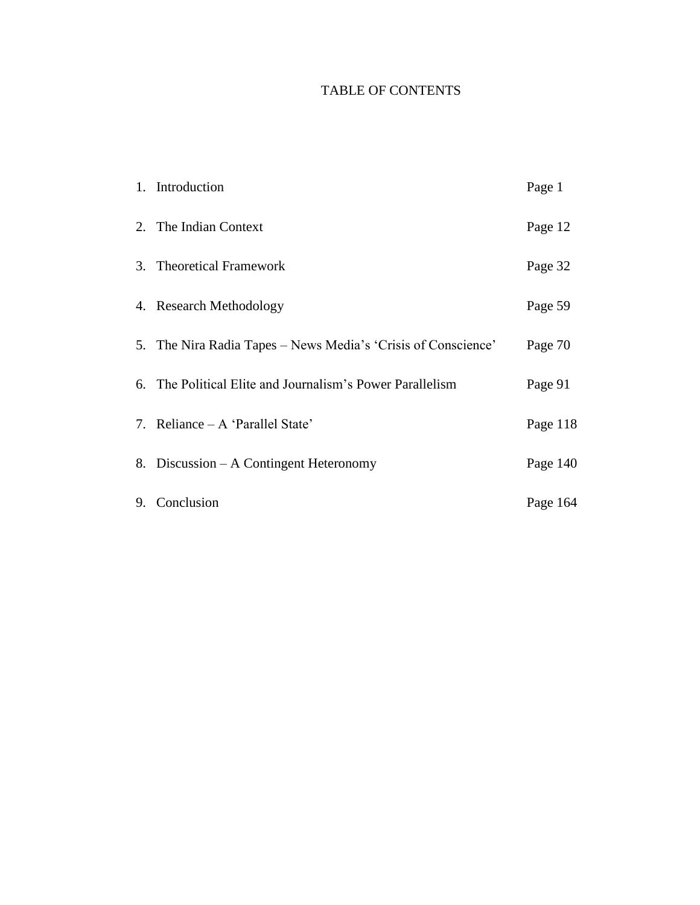# TABLE OF CONTENTS

| | | |
|---|---|---|
| 1. | Introduction | Page 1 |
| 2. | The Indian Context | Page 12 |
| 3. | Theoretical Framework | Page 32 |
| 4. | Research Methodology | Page 59 |
| 5. | The Nira Radia Tapes – News Media's 'Crisis of Conscience' | Page 70 |
| 6. | The Political Elite and Journalism's Power Parallelism | Page 91 |
| 7. | Reliance – A 'Parallel State' | Page 118 |
| 8. | Discussion – A Contingent Heteronomy | Page 140 |
| 9. | Conclusion | Page 164 |